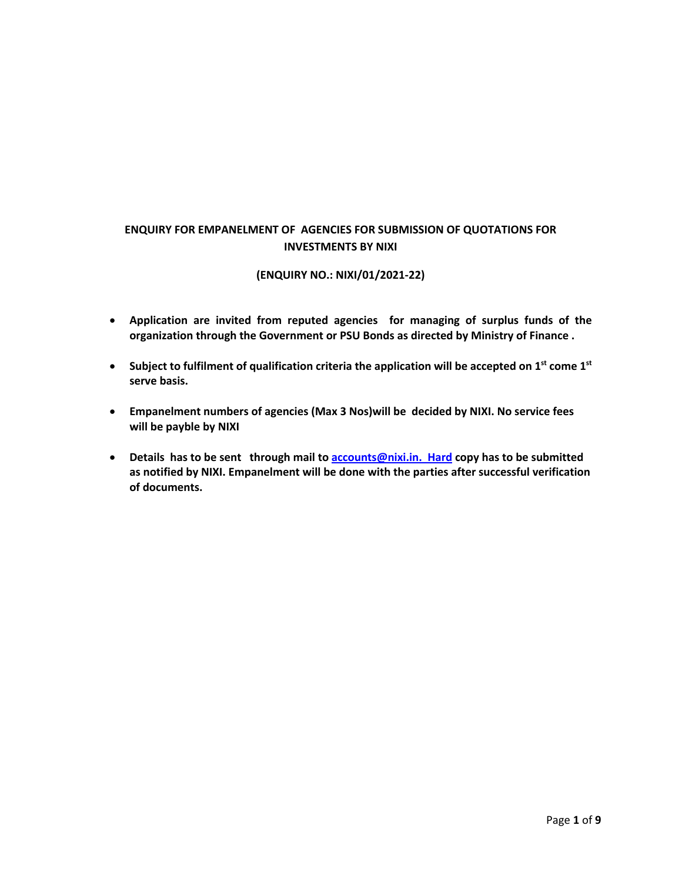**ENQUIRY FOR EMPANELMENT OF AGENCIES FOR SUBMISSION OF QUOTATIONS FOR INVESTMENTS BY NIXI**

**(ENQUIRY NO.: NIXI/01/2021-22)**

- **Application are invited from reputed agencies for managing of surplus funds of the organization through the Government or PSU Bonds as directed by Ministry of Finance .**
- **Subject to fulfilment of qualification criteria the application will be accepted on 1st come 1st serve basis.**
- **Empanelment numbers of agencies (Max 3 Nos)will be decided by NIXI. No service fees will be payble by NIXI**
- **Details has to be sent through mail to accounts@nixi.in. Hard copy has to be submitted as notified by NIXI. Empanelment will be done with the parties after successful verification of documents.**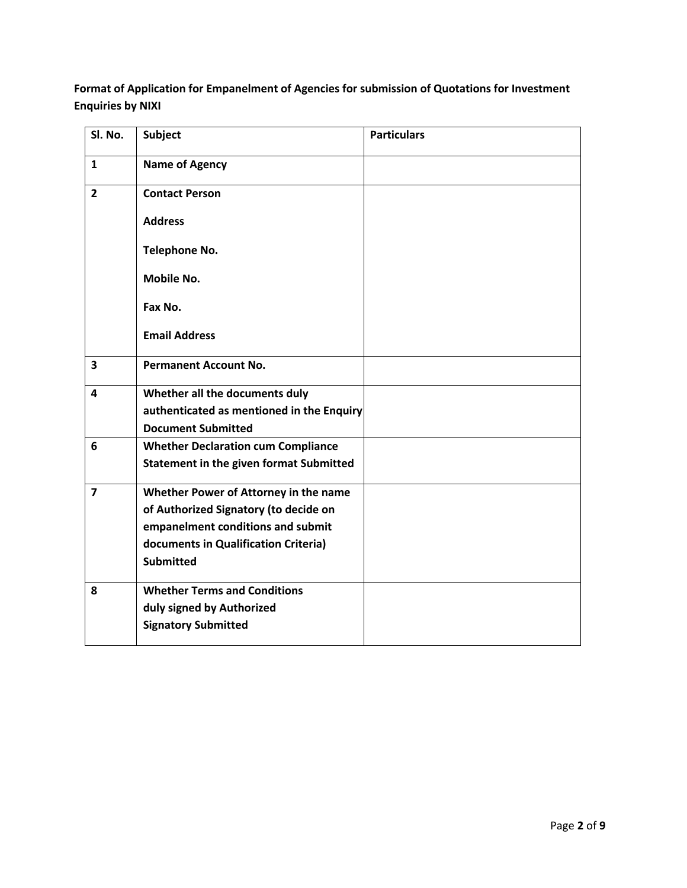**Format of Application for Empanelment of Agencies for submission of Quotations for Investment Enquiries by NIXI**

| Sl. No. | Subject | Particulars |
|---|---|---|
| **1** | **Name of Agency** | |
| **2** | **Contact Person**<br><br>**Address**<br><br>**Telephone No.**<br><br>**Mobile No.**<br><br>**Fax No.**<br><br>**Email Address** | |
| **3** | **Permanent Account No.** | |
| **4** | **Whether all the documents duly authenticated as mentioned in the Enquiry Document Submitted** | |
| **6** | **Whether Declaration cum Compliance Statement in the given format Submitted** | |
| **7** | **Whether Power of Attorney in the name of Authorized Signatory (to decide on empanelment conditions and submit documents in Qualification Criteria) Submitted** | |
| **8** | **Whether Terms and Conditions duly signed by Authorized Signatory Submitted** | |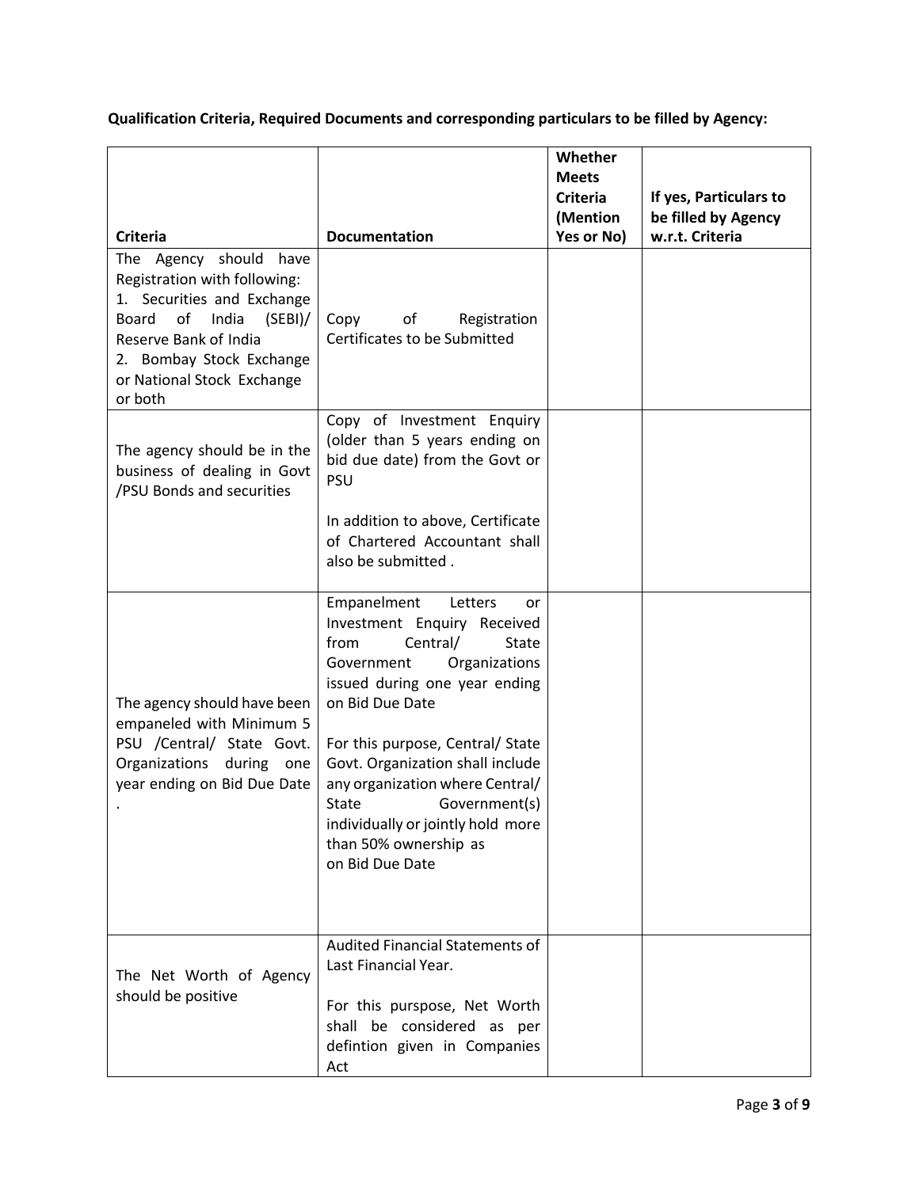**Qualification Criteria, Required Documents and corresponding particulars to be filled by Agency:**

| Criteria | Documentation | Whether Meets Criteria (Mention Yes or No) | If yes, Particulars to be filled by Agency w.r.t. Criteria |
|---|---|---|---|
| The Agency should have Registration with following:<br>1. Securities and Exchange Board of India (SEBI)/ Reserve Bank of India<br>2. Bombay Stock Exchange or National Stock Exchange or both | Copy of Registration Certificates to be Submitted | | |
| The agency should be in the business of dealing in Govt /PSU Bonds and securities | Copy of Investment Enquiry (older than 5 years ending on bid due date) from the Govt or PSU<br><br>In addition to above, Certificate of Chartered Accountant shall also be submitted . | | |
| The agency should have been empaneled with Minimum 5 PSU /Central/ State Govt. Organizations during one year ending on Bid Due Date<br>. | Empanelment Letters or Investment Enquiry Received from Central/ State Government Organizations issued during one year ending on Bid Due Date<br><br>For this purpose, Central/ State Govt. Organization shall include any organization where Central/ State Government(s) individually or jointly hold more than 50% ownership as on Bid Due Date | | |
| The Net Worth of Agency should be positive | Audited Financial Statements of Last Financial Year.<br><br>For this purspose, Net Worth shall be considered as per defintion given in Companies Act | | |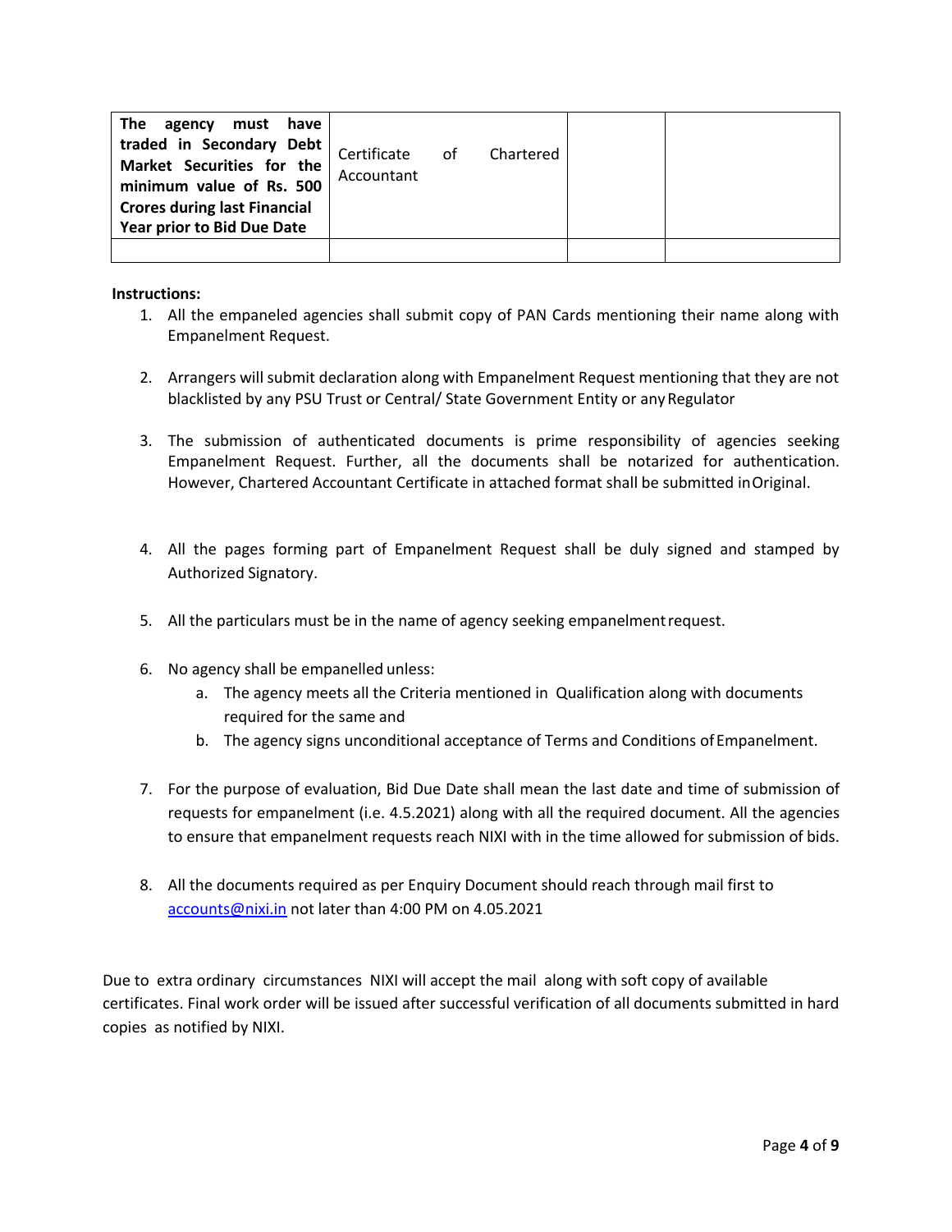| **The agency must have traded in Secondary Debt Market Securities for the minimum value of Rs. 500 Crores during last Financial Year prior to Bid Due Date** | Certificate of Chartered Accountant | | |
|---|---|---|---|
| | | | |

**Instructions:**

1. All the empaneled agencies shall submit copy of PAN Cards mentioning their name along with Empanelment Request.

2. Arrangers will submit declaration along with Empanelment Request mentioning that they are not blacklisted by any PSU Trust or Central/ State Government Entity or any Regulator

3. The submission of authenticated documents is prime responsibility of agencies seeking Empanelment Request. Further, all the documents shall be notarized for authentication. However, Chartered Accountant Certificate in attached format shall be submitted in Original.

4. All the pages forming part of Empanelment Request shall be duly signed and stamped by Authorized Signatory.

5. All the particulars must be in the name of agency seeking empanelment request.

6. No agency shall be empanelled unless:
   a. The agency meets all the Criteria mentioned in Qualification along with documents required for the same and
   b. The agency signs unconditional acceptance of Terms and Conditions of Empanelment.

7. For the purpose of evaluation, Bid Due Date shall mean the last date and time of submission of requests for empanelment (i.e. 4.5.2021) along with all the required document. All the agencies to ensure that empanelment requests reach NIXI with in the time allowed for submission of bids.

8. All the documents required as per Enquiry Document should reach through mail first to [accounts@nixi.in](mailto:accounts@nixi.in) not later than 4:00 PM on 4.05.2021

Due to extra ordinary circumstances NIXI will accept the mail along with soft copy of available certificates. Final work order will be issued after successful verification of all documents submitted in hard copies as notified by NIXI.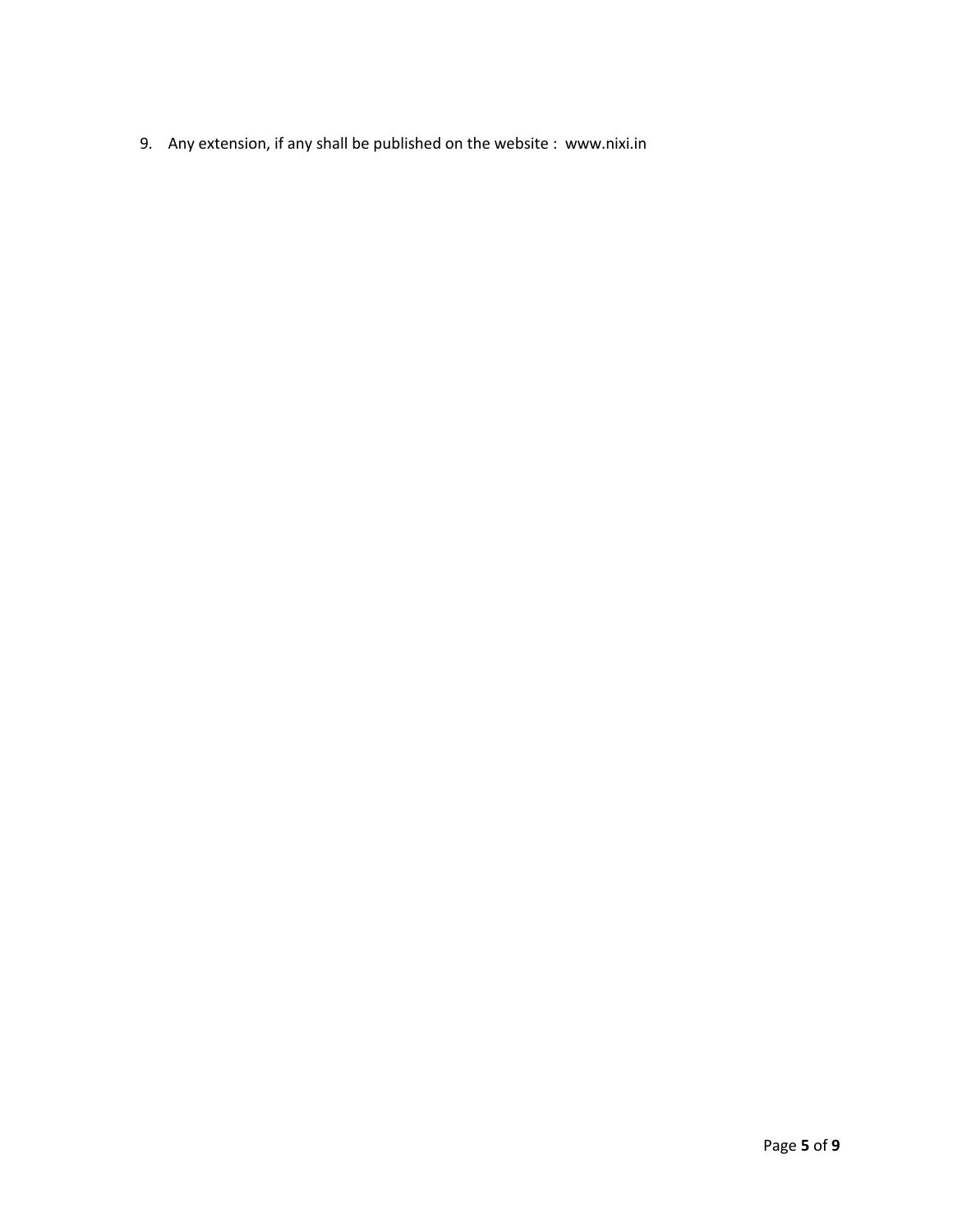9. Any extension, if any shall be published on the website : www.nixi.in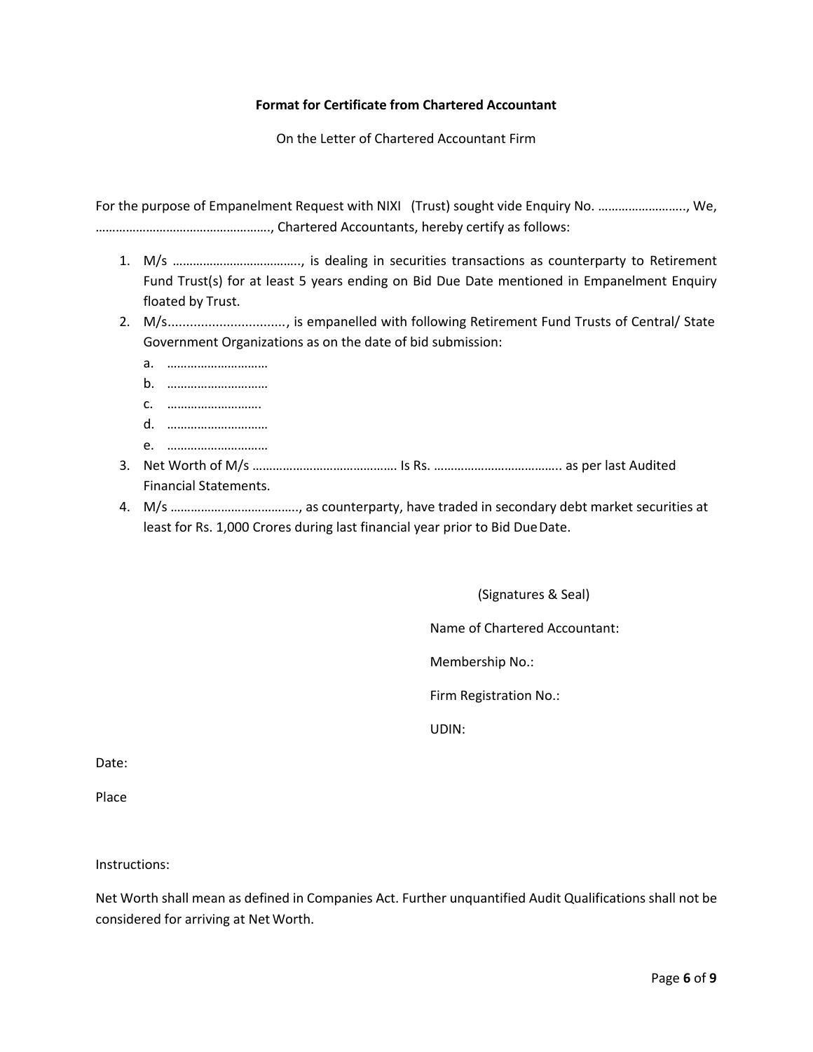**Format for Certificate from Chartered Accountant**

On the Letter of Chartered Accountant Firm

For the purpose of Empanelment Request with NIXI (Trust) sought vide Enquiry No. …………………….., We, ……………………………………………., Chartered Accountants, hereby certify as follows:

1. M/s ………………………………., is dealing in securities transactions as counterparty to Retirement Fund Trust(s) for at least 5 years ending on Bid Due Date mentioned in Empanelment Enquiry floated by Trust.
2. M/s................................, is empanelled with following Retirement Fund Trusts of Central/ State Government Organizations as on the date of bid submission:
   a. …………………………
   b. …………………………
   c. ……………………….
   d. …………………………
   e. …………………………
3. Net Worth of M/s …………………………………… Is Rs. ……………………………….. as per last Audited Financial Statements.
4. M/s ………………………………., as counterparty, have traded in secondary debt market securities at least for Rs. 1,000 Crores during last financial year prior to Bid Due Date.

(Signatures & Seal)

Name of Chartered Accountant:

Membership No.:

Firm Registration No.:

UDIN:

Date:

Place

Instructions:

Net Worth shall mean as defined in Companies Act. Further unquantified Audit Qualifications shall not be considered for arriving at Net Worth.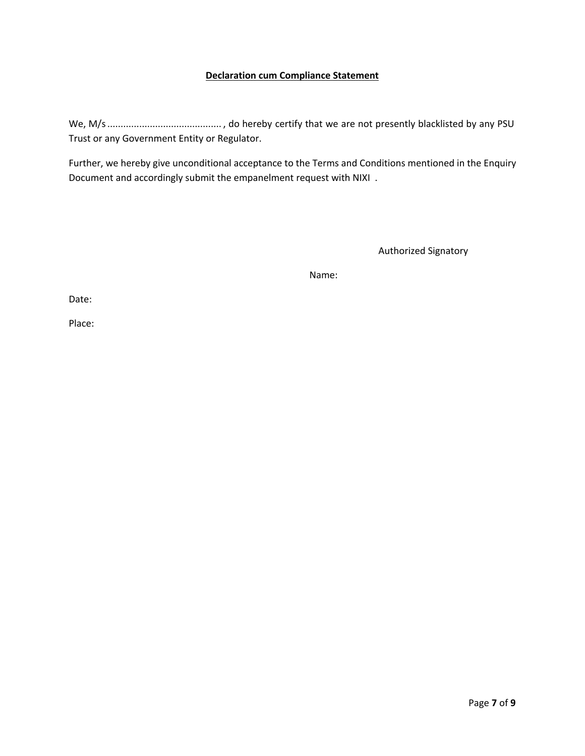**Declaration cum Compliance Statement**

We, M/s .......................................... , do hereby certify that we are not presently blacklisted by any PSU Trust or any Government Entity or Regulator.

Further, we hereby give unconditional acceptance to the Terms and Conditions mentioned in the Enquiry Document and accordingly submit the empanelment request with NIXI .

Authorized Signatory

Name:

Date:

Place: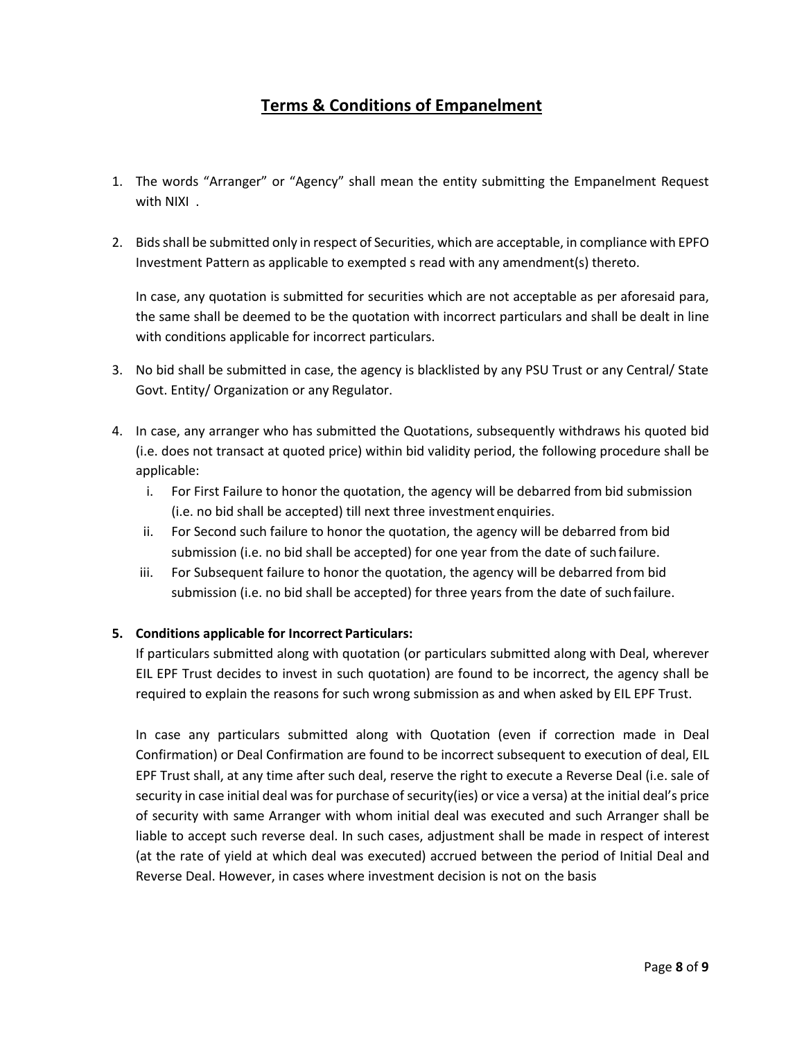## Terms & Conditions of Empanelment

1. The words "Arranger" or "Agency" shall mean the entity submitting the Empanelment Request with NIXI .

2. Bids shall be submitted only in respect of Securities, which are acceptable, in compliance with EPFO Investment Pattern as applicable to exempted s read with any amendment(s) thereto.

   In case, any quotation is submitted for securities which are not acceptable as per aforesaid para, the same shall be deemed to be the quotation with incorrect particulars and shall be dealt in line with conditions applicable for incorrect particulars.

3. No bid shall be submitted in case, the agency is blacklisted by any PSU Trust or any Central/ State Govt. Entity/ Organization or any Regulator.

4. In case, any arranger who has submitted the Quotations, subsequently withdraws his quoted bid (i.e. does not transact at quoted price) within bid validity period, the following procedure shall be applicable:
   1. For First Failure to honor the quotation, the agency will be debarred from bid submission (i.e. no bid shall be accepted) till next three investment enquiries.
   2. For Second such failure to honor the quotation, the agency will be debarred from bid submission (i.e. no bid shall be accepted) for one year from the date of such failure.
   3. For Subsequent failure to honor the quotation, the agency will be debarred from bid submission (i.e. no bid shall be accepted) for three years from the date of such failure.

5. **Conditions applicable for Incorrect Particulars:**

   If particulars submitted along with quotation (or particulars submitted along with Deal, wherever EIL EPF Trust decides to invest in such quotation) are found to be incorrect, the agency shall be required to explain the reasons for such wrong submission as and when asked by EIL EPF Trust.

   In case any particulars submitted along with Quotation (even if correction made in Deal Confirmation) or Deal Confirmation are found to be incorrect subsequent to execution of deal, EIL EPF Trust shall, at any time after such deal, reserve the right to execute a Reverse Deal (i.e. sale of security in case initial deal was for purchase of security(ies) or vice a versa) at the initial deal's price of security with same Arranger with whom initial deal was executed and such Arranger shall be liable to accept such reverse deal. In such cases, adjustment shall be made in respect of interest (at the rate of yield at which deal was executed) accrued between the period of Initial Deal and Reverse Deal. However, in cases where investment decision is not on the basis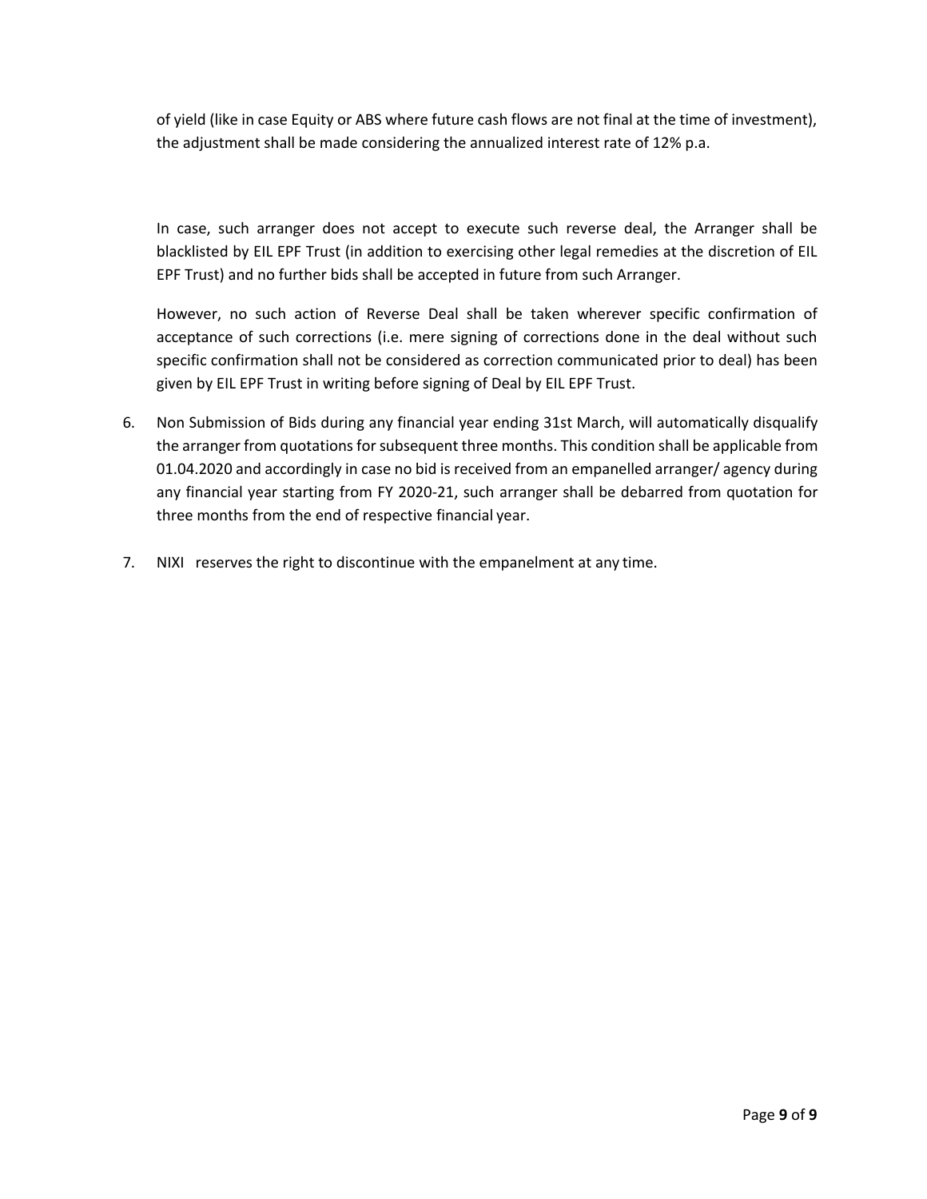of yield (like in case Equity or ABS where future cash flows are not final at the time of investment), the adjustment shall be made considering the annualized interest rate of 12% p.a.

In case, such arranger does not accept to execute such reverse deal, the Arranger shall be blacklisted by EIL EPF Trust (in addition to exercising other legal remedies at the discretion of EIL EPF Trust) and no further bids shall be accepted in future from such Arranger.

However, no such action of Reverse Deal shall be taken wherever specific confirmation of acceptance of such corrections (i.e. mere signing of corrections done in the deal without such specific confirmation shall not be considered as correction communicated prior to deal) has been given by EIL EPF Trust in writing before signing of Deal by EIL EPF Trust.

6. Non Submission of Bids during any financial year ending 31st March, will automatically disqualify the arranger from quotations for subsequent three months. This condition shall be applicable from 01.04.2020 and accordingly in case no bid is received from an empanelled arranger/ agency during any financial year starting from FY 2020-21, such arranger shall be debarred from quotation for three months from the end of respective financial year.

7. NIXI reserves the right to discontinue with the empanelment at any time.